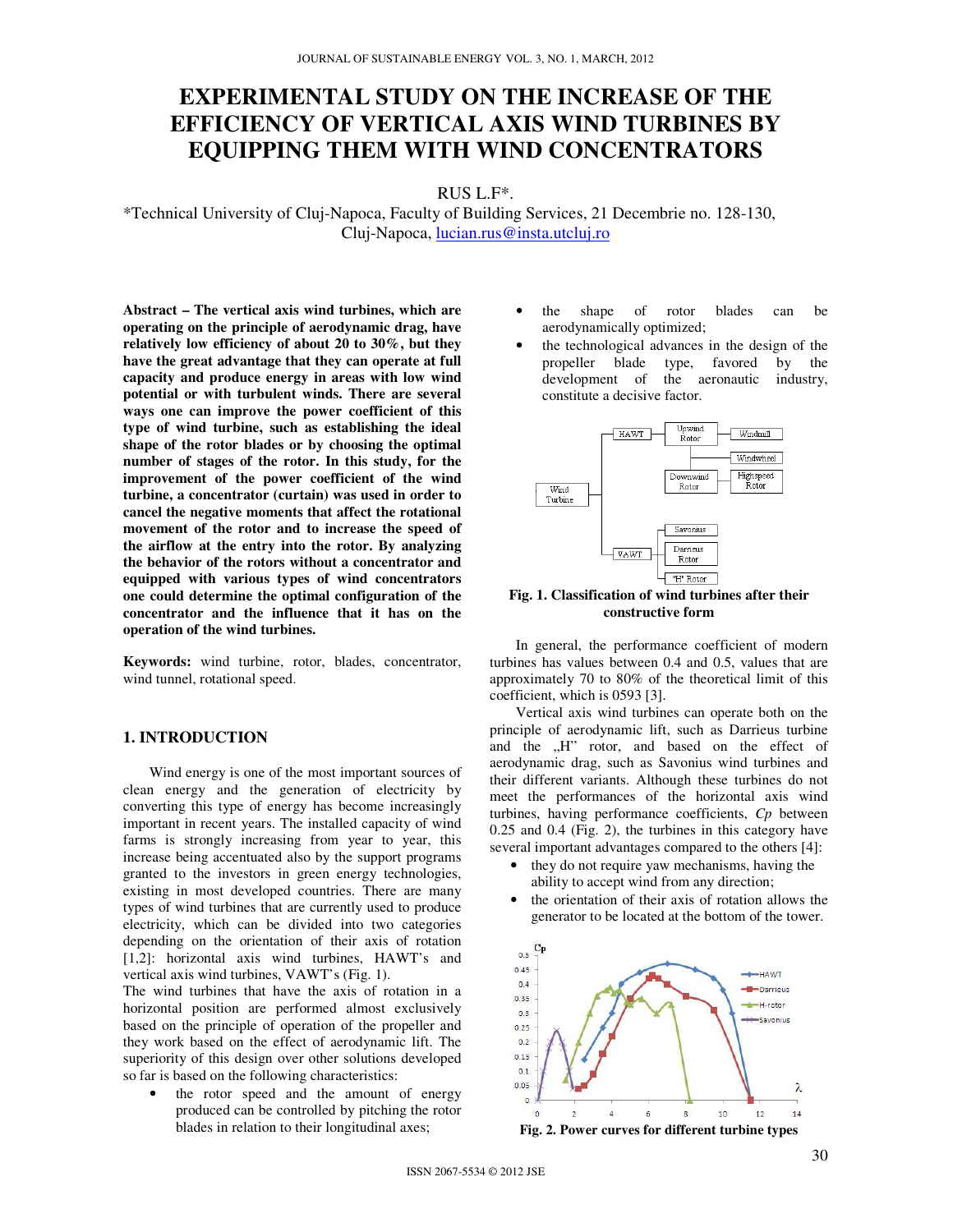# EXPERIMENTAL STUDY ON THE INCREASE OF THE EFFICIENCY OF VERTICAL AXIS WIND TURBINES BY EQUIPPING THEM WITH WIND CONCENTRATORS

RUS L.F*.

*Technical University of Cluj-Napoca, Faculty of Building Services, 21 Decembrie no. 128-130, Cluj-Napoca, lucian.rus@insta.utcluj.ro

**Abstract – The vertical axis wind turbines, which are operating on the principle of aerodynamic drag, have relatively low efficiency of about 20 to 30%, but they have the great advantage that they can operate at full capacity and produce energy in areas with low wind potential or with turbulent winds. There are several ways one can improve the power coefficient of this type of wind turbine, such as establishing the ideal shape of the rotor blades or by choosing the optimal number of stages of the rotor. In this study, for the improvement of the power coefficient of the wind turbine, a concentrator (curtain) was used in order to cancel the negative moments that affect the rotational movement of the rotor and to increase the speed of the airflow at the entry into the rotor. By analyzing the behavior of the rotors without a concentrator and equipped with various types of wind concentrators one could determine the optimal configuration of the concentrator and the influence that it has on the operation of the wind turbines.**

**Keywords:** wind turbine, rotor, blades, concentrator, wind tunnel, rotational speed.

## 1. INTRODUCTION

Wind energy is one of the most important sources of clean energy and the generation of electricity by converting this type of energy has become increasingly important in recent years. The installed capacity of wind farms is strongly increasing from year to year, this increase being accentuated also by the support programs granted to the investors in green energy technologies, existing in most developed countries. There are many types of wind turbines that are currently used to produce electricity, which can be divided into two categories depending on the orientation of their axis of rotation [1,2]: horizontal axis wind turbines, HAWT's and vertical axis wind turbines, VAWT's (Fig. 1).

The wind turbines that have the axis of rotation in a horizontal position are performed almost exclusively based on the principle of operation of the propeller and they work based on the effect of aerodynamic lift. The superiority of this design over other solutions developed so far is based on the following characteristics:

- the rotor speed and the amount of energy produced can be controlled by pitching the rotor blades in relation to their longitudinal axes;
- the shape of rotor blades can be aerodynamically optimized;
- the technological advances in the design of the propeller blade type, favored by the development of the aeronautic industry, constitute a decisive factor.

**Fig. 1. Classification of wind turbines after their constructive form**

In general, the performance coefficient of modern turbines has values between 0.4 and 0.5, values that are approximately 70 to 80% of the theoretical limit of this coefficient, which is 0593 [3].

Vertical axis wind turbines can operate both on the principle of aerodynamic lift, such as Darrieus turbine and the „H" rotor, and based on the effect of aerodynamic drag, such as Savonius wind turbines and their different variants. Although these turbines do not meet the performances of the horizontal axis wind turbines, having performance coefficients, *Cp* between 0.25 and 0.4 (Fig. 2), the turbines in this category have several important advantages compared to the others [4]:

- they do not require yaw mechanisms, having the ability to accept wind from any direction;
- the orientation of their axis of rotation allows the generator to be located at the bottom of the tower.

**Fig. 2. Power curves for different turbine types**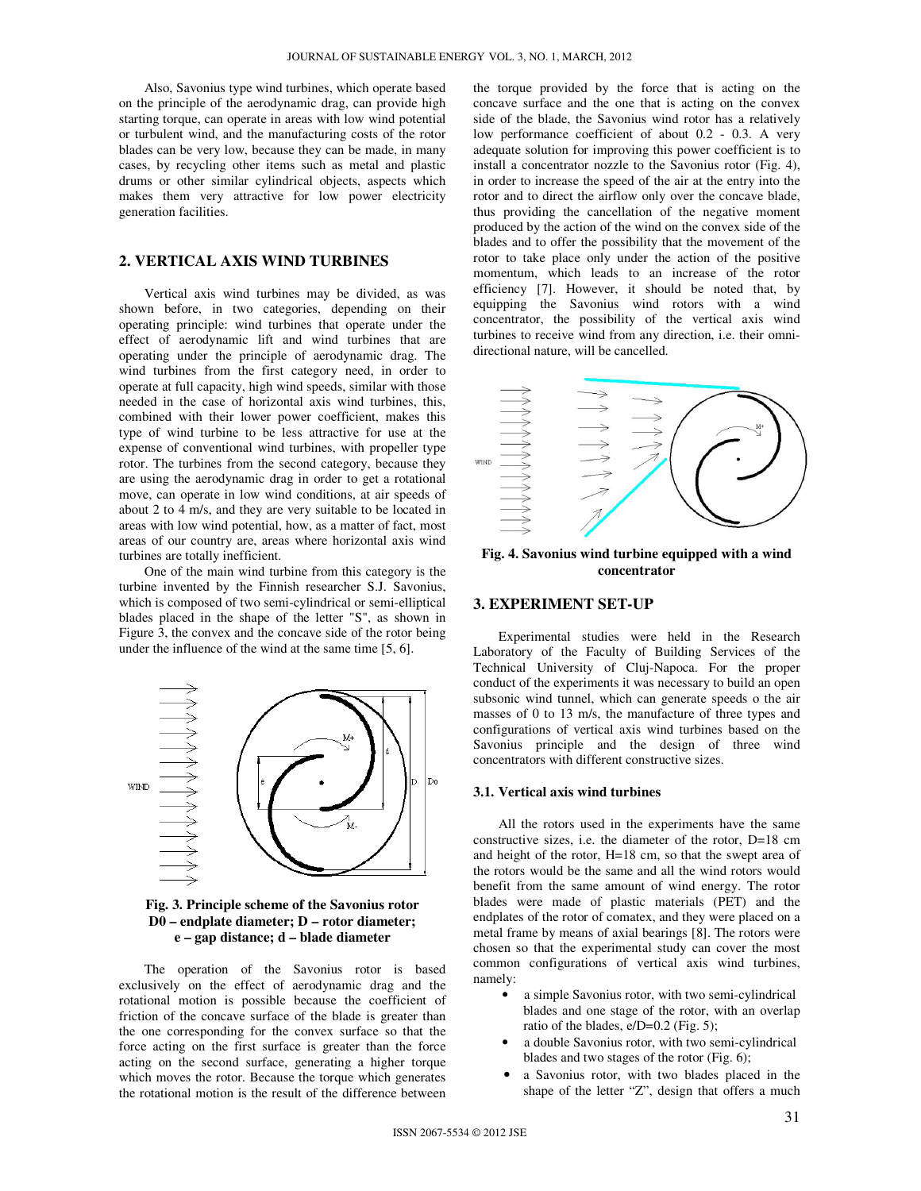Also, Savonius type wind turbines, which operate based on the principle of the aerodynamic drag, can provide high starting torque, can operate in areas with low wind potential or turbulent wind, and the manufacturing costs of the rotor blades can be very low, because they can be made, in many cases, by recycling other items such as metal and plastic drums or other similar cylindrical objects, aspects which makes them very attractive for low power electricity generation facilities.

## 2. VERTICAL AXIS WIND TURBINES

Vertical axis wind turbines may be divided, as was shown before, in two categories, depending on their operating principle: wind turbines that operate under the effect of aerodynamic lift and wind turbines that are operating under the principle of aerodynamic drag. The wind turbines from the first category need, in order to operate at full capacity, high wind speeds, similar with those needed in the case of horizontal axis wind turbines, this, combined with their lower power coefficient, makes this type of wind turbine to be less attractive for use at the expense of conventional wind turbines, with propeller type rotor. The turbines from the second category, because they are using the aerodynamic drag in order to get a rotational move, can operate in low wind conditions, at air speeds of about 2 to 4 m/s, and they are very suitable to be located in areas with low wind potential, how, as a matter of fact, most areas of our country are, areas where horizontal axis wind turbines are totally inefficient.

One of the main wind turbine from this category is the turbine invented by the Finnish researcher S.J. Savonius, which is composed of two semi-cylindrical or semi-elliptical blades placed in the shape of the letter "S", as shown in Figure 3, the convex and the concave side of the rotor being under the influence of the wind at the same time [5, 6].

**Fig. 3. Principle scheme of the Savonius rotor D0 – endplate diameter; D – rotor diameter; e – gap distance; d – blade diameter**

The operation of the Savonius rotor is based exclusively on the effect of aerodynamic drag and the rotational motion is possible because the coefficient of friction of the concave surface of the blade is greater than the one corresponding for the convex surface so that the force acting on the first surface is greater than the force acting on the second surface, generating a higher torque which moves the rotor. Because the torque which generates the rotational motion is the result of the difference between the torque provided by the force that is acting on the concave surface and the one that is acting on the convex side of the blade, the Savonius wind rotor has a relatively low performance coefficient of about 0.2 - 0.3. A very adequate solution for improving this power coefficient is to install a concentrator nozzle to the Savonius rotor (Fig. 4), in order to increase the speed of the air at the entry into the rotor and to direct the airflow only over the concave blade, thus providing the cancellation of the negative moment produced by the action of the wind on the convex side of the blades and to offer the possibility that the movement of the rotor to take place only under the action of the positive momentum, which leads to an increase of the rotor efficiency [7]. However, it should be noted that, by equipping the Savonius wind rotors with a wind concentrator, the possibility of the vertical axis wind turbines to receive wind from any direction, i.e. their omni-directional nature, will be cancelled.

**Fig. 4. Savonius wind turbine equipped with a wind concentrator**

## 3. EXPERIMENT SET-UP

Experimental studies were held in the Research Laboratory of the Faculty of Building Services of the Technical University of Cluj-Napoca. For the proper conduct of the experiments it was necessary to build an open subsonic wind tunnel, which can generate speeds o the air masses of 0 to 13 m/s, the manufacture of three types and configurations of vertical axis wind turbines based on the Savonius principle and the design of three wind concentrators with different constructive sizes.

### 3.1. Vertical axis wind turbines

All the rotors used in the experiments have the same constructive sizes, i.e. the diameter of the rotor, D=18 cm and height of the rotor, H=18 cm, so that the swept area of the rotors would be the same and all the wind rotors would benefit from the same amount of wind energy. The rotor blades were made of plastic materials (PET) and the endplates of the rotor of comatex, and they were placed on a metal frame by means of axial bearings [8]. The rotors were chosen so that the experimental study can cover the most common configurations of vertical axis wind turbines, namely:

- a simple Savonius rotor, with two semi-cylindrical blades and one stage of the rotor, with an overlap ratio of the blades, e/D=0.2 (Fig. 5);
- a double Savonius rotor, with two semi-cylindrical blades and two stages of the rotor (Fig. 6);
- a Savonius rotor, with two blades placed in the shape of the letter "Z", design that offers a much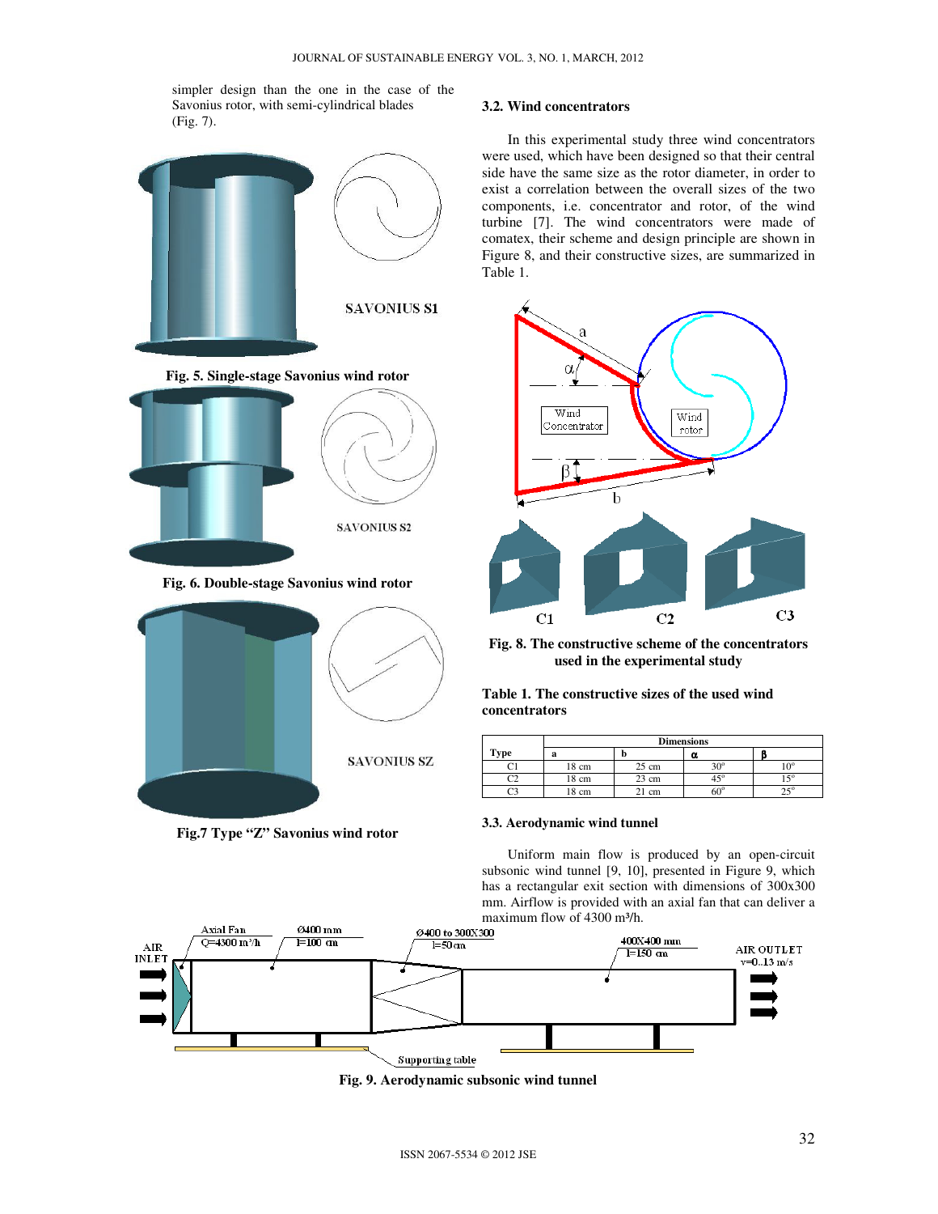simpler design than the one in the case of the Savonius rotor, with semi-cylindrical blades (Fig. 7).

**Fig. 5. Single-stage Savonius wind rotor**

**Fig. 6. Double-stage Savonius wind rotor**

**Fig.7 Type "Z" Savonius wind rotor**

### 3.2. Wind concentrators

In this experimental study three wind concentrators were used, which have been designed so that their central side have the same size as the rotor diameter, in order to exist a correlation between the overall sizes of the two components, i.e. concentrator and rotor, of the wind turbine [7]. The wind concentrators were made of comatex, their scheme and design principle are shown in Figure 8, and their constructive sizes, are summarized in Table 1.

**Fig. 8. The constructive scheme of the concentrators used in the experimental study**

**Table 1. The constructive sizes of the used wind concentrators**

| Type | Dimensions | | | |
|---|---|---|---|---|
| | a | b | α | β |
| C1 | 18 cm | 25 cm | 30° | 10° |
| C2 | 18 cm | 23 cm | 45° | 15° |
| C3 | 18 cm | 21 cm | 60° | 25° |

### 3.3. Aerodynamic wind tunnel

Uniform main flow is produced by an open-circuit subsonic wind tunnel [9, 10], presented in Figure 9, which has a rectangular exit section with dimensions of 300x300 mm. Airflow is provided with an axial fan that can deliver a maximum flow of 4300 m³/h.

**Fig. 9. Aerodynamic subsonic wind tunnel**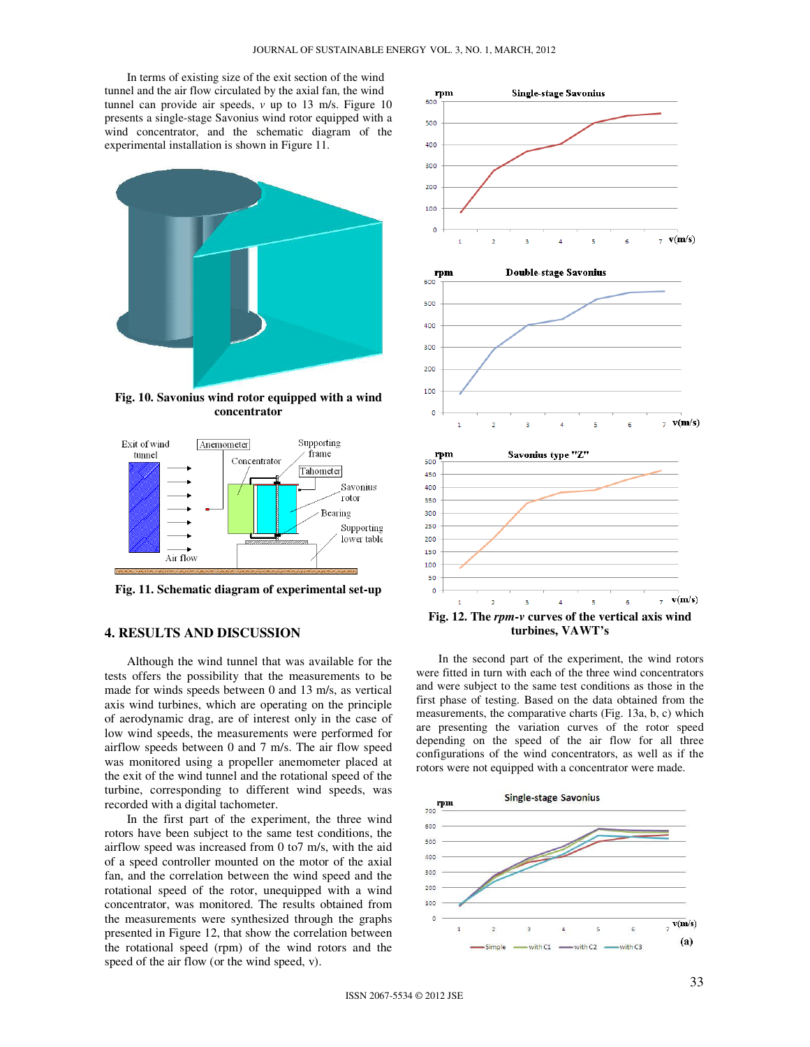In terms of existing size of the exit section of the wind tunnel and the air flow circulated by the axial fan, the wind tunnel can provide air speeds, *v* up to 13 m/s. Figure 10 presents a single-stage Savonius wind rotor equipped with a wind concentrator, and the schematic diagram of the experimental installation is shown in Figure 11.

**Fig. 10. Savonius wind rotor equipped with a wind concentrator**

**Fig. 11. Schematic diagram of experimental set-up**

## 4. RESULTS AND DISCUSSION

Although the wind tunnel that was available for the tests offers the possibility that the measurements to be made for winds speeds between 0 and 13 m/s, as vertical axis wind turbines, which are operating on the principle of aerodynamic drag, are of interest only in the case of low wind speeds, the measurements were performed for airflow speeds between 0 and 7 m/s. The air flow speed was monitored using a propeller anemometer placed at the exit of the wind tunnel and the rotational speed of the turbine, corresponding to different wind speeds, was recorded with a digital tachometer.

In the first part of the experiment, the three wind rotors have been subject to the same test conditions, the airflow speed was increased from 0 to7 m/s, with the aid of a speed controller mounted on the motor of the axial fan, and the correlation between the wind speed and the rotational speed of the rotor, unequipped with a wind concentrator, was monitored. The results obtained from the measurements were synthesized through the graphs presented in Figure 12, that show the correlation between the rotational speed (rpm) of the wind rotors and the speed of the air flow (or the wind speed, v).

**Fig. 12. The *rpm-v* curves of the vertical axis wind turbines, VAWT's**

In the second part of the experiment, the wind rotors were fitted in turn with each of the three wind concentrators and were subject to the same test conditions as those in the first phase of testing. Based on the data obtained from the measurements, the comparative charts (Fig. 13a, b, c) which are presenting the variation curves of the rotor speed depending on the speed of the air flow for all three configurations of the wind concentrators, as well as if the rotors were not equipped with a concentrator were made.

(a)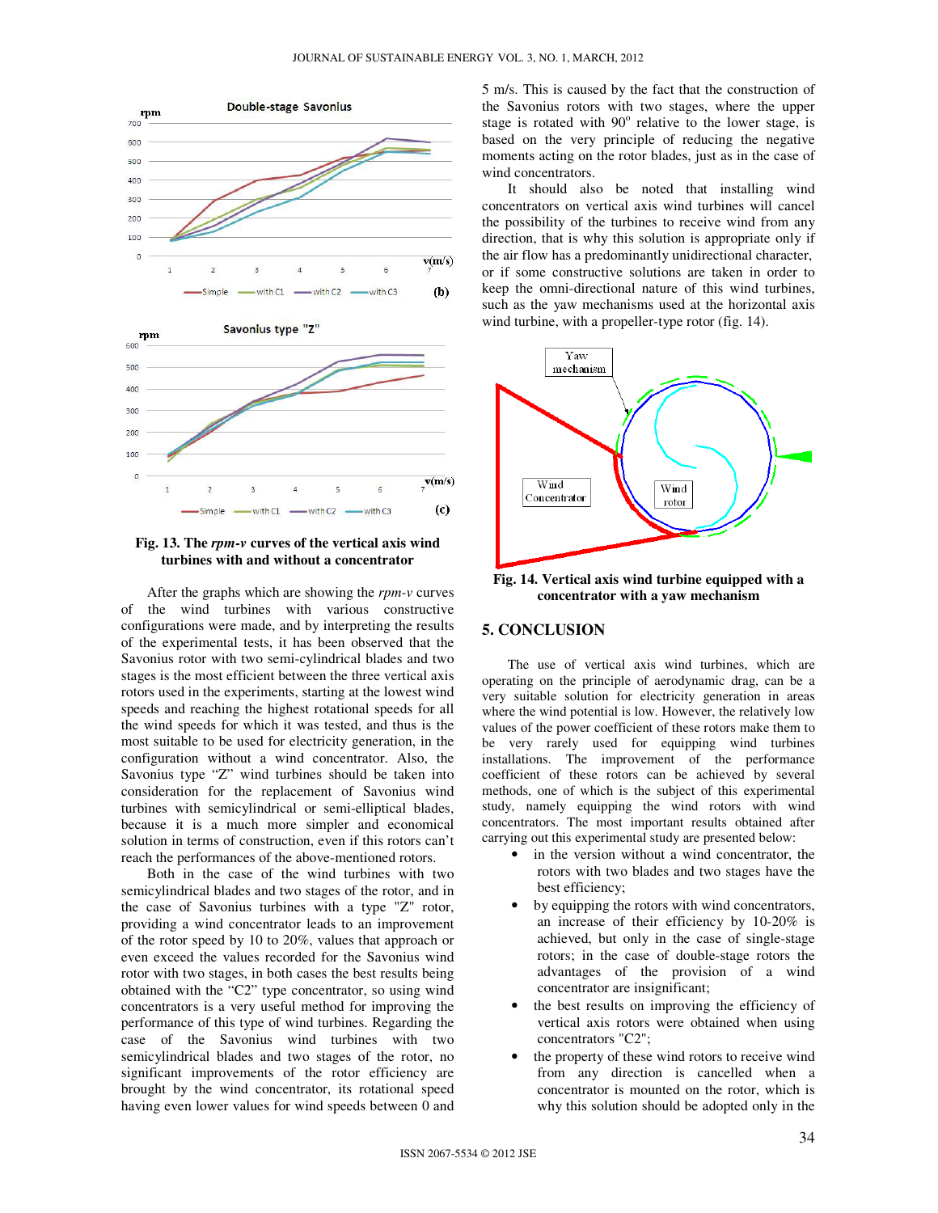Fig. 13. The *rpm-v* curves of the vertical axis wind turbines with and without a concentrator

After the graphs which are showing the *rpm-v* curves of the wind turbines with various constructive configurations were made, and by interpreting the results of the experimental tests, it has been observed that the Savonius rotor with two semi-cylindrical blades and two stages is the most efficient between the three vertical axis rotors used in the experiments, starting at the lowest wind speeds and reaching the highest rotational speeds for all the wind speeds for which it was tested, and thus is the most suitable to be used for electricity generation, in the configuration without a wind concentrator. Also, the Savonius type "Z" wind turbines should be taken into consideration for the replacement of Savonius wind turbines with semicylindrical or semi-elliptical blades, because it is a much more simpler and economical solution in terms of construction, even if this rotors can't reach the performances of the above-mentioned rotors.

Both in the case of the wind turbines with two semicylindrical blades and two stages of the rotor, and in the case of Savonius turbines with a type "Z" rotor, providing a wind concentrator leads to an improvement of the rotor speed by 10 to 20%, values that approach or even exceed the values recorded for the Savonius wind rotor with two stages, in both cases the best results being obtained with the "C2" type concentrator, so using wind concentrators is a very useful method for improving the performance of this type of wind turbines. Regarding the case of the Savonius wind turbines with two semicylindrical blades and two stages of the rotor, no significant improvements of the rotor efficiency are brought by the wind concentrator, its rotational speed having even lower values for wind speeds between 0 and 5 m/s. This is caused by the fact that the construction of the Savonius rotors with two stages, where the upper stage is rotated with 90° relative to the lower stage, is based on the very principle of reducing the negative moments acting on the rotor blades, just as in the case of wind concentrators.

It should also be noted that installing wind concentrators on vertical axis wind turbines will cancel the possibility of the turbines to receive wind from any direction, that is why this solution is appropriate only if the air flow has a predominantly unidirectional character, or if some constructive solutions are taken in order to keep the omni-directional nature of this wind turbines, such as the yaw mechanisms used at the horizontal axis wind turbine, with a propeller-type rotor (fig. 14).

Fig. 14. Vertical axis wind turbine equipped with a concentrator with a yaw mechanism

## 5. CONCLUSION

The use of vertical axis wind turbines, which are operating on the principle of aerodynamic drag, can be a very suitable solution for electricity generation in areas where the wind potential is low. However, the relatively low values of the power coefficient of these rotors make them to be very rarely used for equipping wind turbines installations. The improvement of the performance coefficient of these rotors can be achieved by several methods, one of which is the subject of this experimental study, namely equipping the wind rotors with wind concentrators. The most important results obtained after carrying out this experimental study are presented below:

- in the version without a wind concentrator, the rotors with two blades and two stages have the best efficiency;
- by equipping the rotors with wind concentrators, an increase of their efficiency by 10-20% is achieved, but only in the case of single-stage rotors; in the case of double-stage rotors the advantages of the provision of a wind concentrator are insignificant;
- the best results on improving the efficiency of vertical axis rotors were obtained when using concentrators "C2";
- the property of these wind rotors to receive wind from any direction is cancelled when a concentrator is mounted on the rotor, which is why this solution should be adopted only in the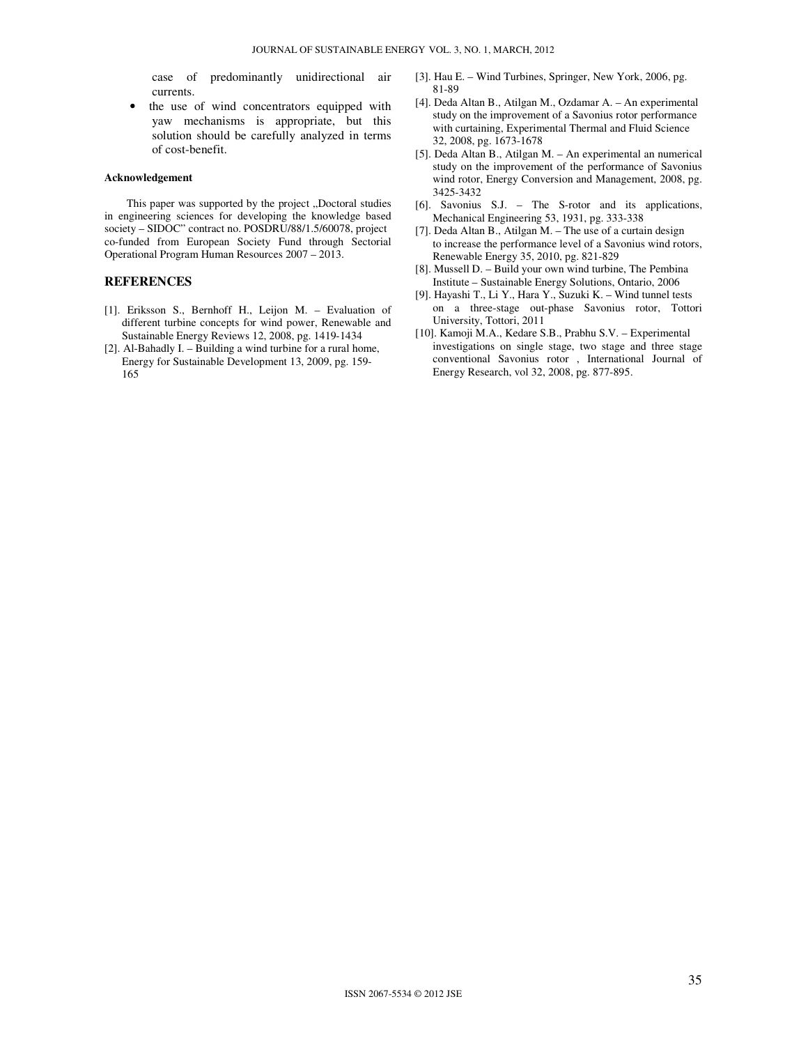case of predominantly unidirectional air currents.

- the use of wind concentrators equipped with yaw mechanisms is appropriate, but this solution should be carefully analyzed in terms of cost-benefit.

#### Acknowledgement

This paper was supported by the project „Doctoral studies in engineering sciences for developing the knowledge based society – SIDOC" contract no. POSDRU/88/1.5/60078, project co-funded from European Society Fund through Sectorial Operational Program Human Resources 2007 – 2013.

## REFERENCES

[1]. Eriksson S., Bernhoff H., Leijon M. – Evaluation of different turbine concepts for wind power, Renewable and Sustainable Energy Reviews 12, 2008, pg. 1419-1434

[2]. Al-Bahadly I. – Building a wind turbine for a rural home, Energy for Sustainable Development 13, 2009, pg. 159-165

[3]. Hau E. – Wind Turbines, Springer, New York, 2006, pg. 81-89

[4]. Deda Altan B., Atilgan M., Ozdamar A. – An experimental study on the improvement of a Savonius rotor performance with curtaining, Experimental Thermal and Fluid Science 32, 2008, pg. 1673-1678

[5]. Deda Altan B., Atilgan M. – An experimental an numerical study on the improvement of the performance of Savonius wind rotor, Energy Conversion and Management, 2008, pg. 3425-3432

[6]. Savonius S.J. – The S-rotor and its applications, Mechanical Engineering 53, 1931, pg. 333-338

[7]. Deda Altan B., Atilgan M. – The use of a curtain design to increase the performance level of a Savonius wind rotors, Renewable Energy 35, 2010, pg. 821-829

[8]. Mussell D. – Build your own wind turbine, The Pembina Institute – Sustainable Energy Solutions, Ontario, 2006

[9]. Hayashi T., Li Y., Hara Y., Suzuki K. – Wind tunnel tests on a three-stage out-phase Savonius rotor, Tottori University, Tottori, 2011

[10]. Kamoji M.A., Kedare S.B., Prabhu S.V. – Experimental investigations on single stage, two stage and three stage conventional Savonius rotor , International Journal of Energy Research, vol 32, 2008, pg. 877-895.